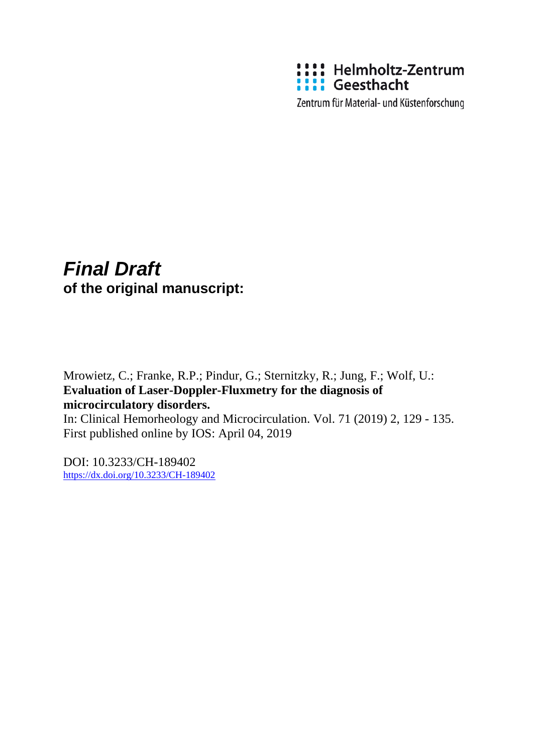Helmholtz-Zentrum Geesthacht

Zentrum für Material- und Küstenforschung

***Final Draft***

**of the original manuscript:**

Mrowietz, C.; Franke, R.P.; Pindur, G.; Sternitzky, R.; Jung, F.; Wolf, U.:

**Evaluation of Laser-Doppler-Fluxmetry for the diagnosis of microcirculatory disorders.**

In: Clinical Hemorheology and Microcirculation. Vol. 71 (2019) 2, 129 - 135.

First published online by IOS: April 04, 2019

DOI: 10.3233/CH-189402

https://dx.doi.org/10.3233/CH-189402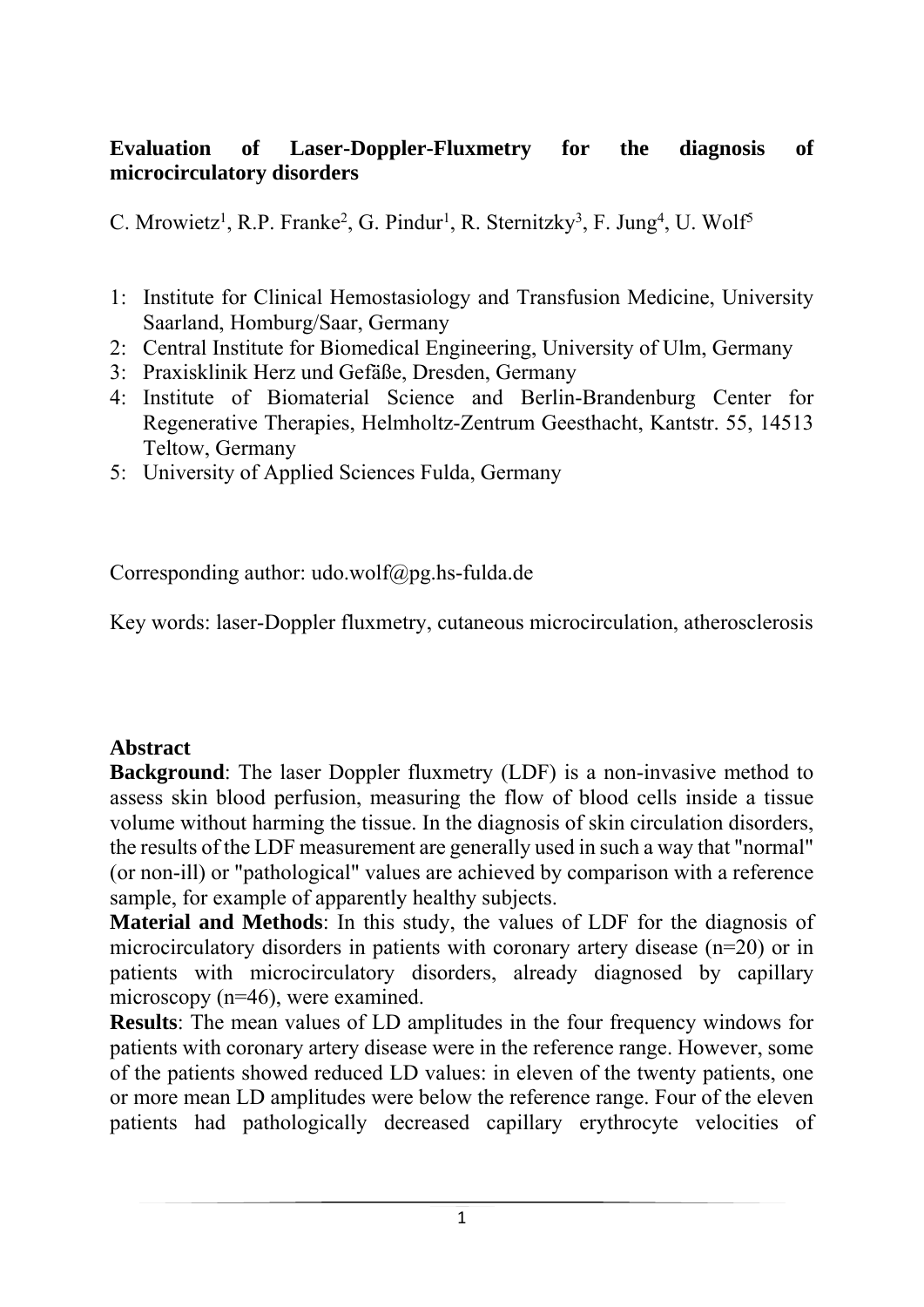**Evaluation of Laser-Doppler-Fluxmetry for the diagnosis of microcirculatory disorders**

C. Mrowietz[1], R.P. Franke[2], G. Pindur[1], R. Sternitzky[3], F. Jung[4], U. Wolf[5]

1: Institute for Clinical Hemostasiology and Transfusion Medicine, University Saarland, Homburg/Saar, Germany
2: Central Institute for Biomedical Engineering, University of Ulm, Germany
3: Praxisklinik Herz und Gefäße, Dresden, Germany
4: Institute of Biomaterial Science and Berlin-Brandenburg Center for Regenerative Therapies, Helmholtz-Zentrum Geesthacht, Kantstr. 55, 14513 Teltow, Germany
5: University of Applied Sciences Fulda, Germany

Corresponding author: udo.wolf@pg.hs-fulda.de

Key words: laser-Doppler fluxmetry, cutaneous microcirculation, atherosclerosis

## Abstract

**Background**: The laser Doppler fluxmetry (LDF) is a non-invasive method to assess skin blood perfusion, measuring the flow of blood cells inside a tissue volume without harming the tissue. In the diagnosis of skin circulation disorders, the results of the LDF measurement are generally used in such a way that "normal" (or non-ill) or "pathological" values are achieved by comparison with a reference sample, for example of apparently healthy subjects.

**Material and Methods**: In this study, the values of LDF for the diagnosis of microcirculatory disorders in patients with coronary artery disease (n=20) or in patients with microcirculatory disorders, already diagnosed by capillary microscopy (n=46), were examined.

**Results**: The mean values of LD amplitudes in the four frequency windows for patients with coronary artery disease were in the reference range. However, some of the patients showed reduced LD values: in eleven of the twenty patients, one or more mean LD amplitudes were below the reference range. Four of the eleven patients had pathologically decreased capillary erythrocyte velocities of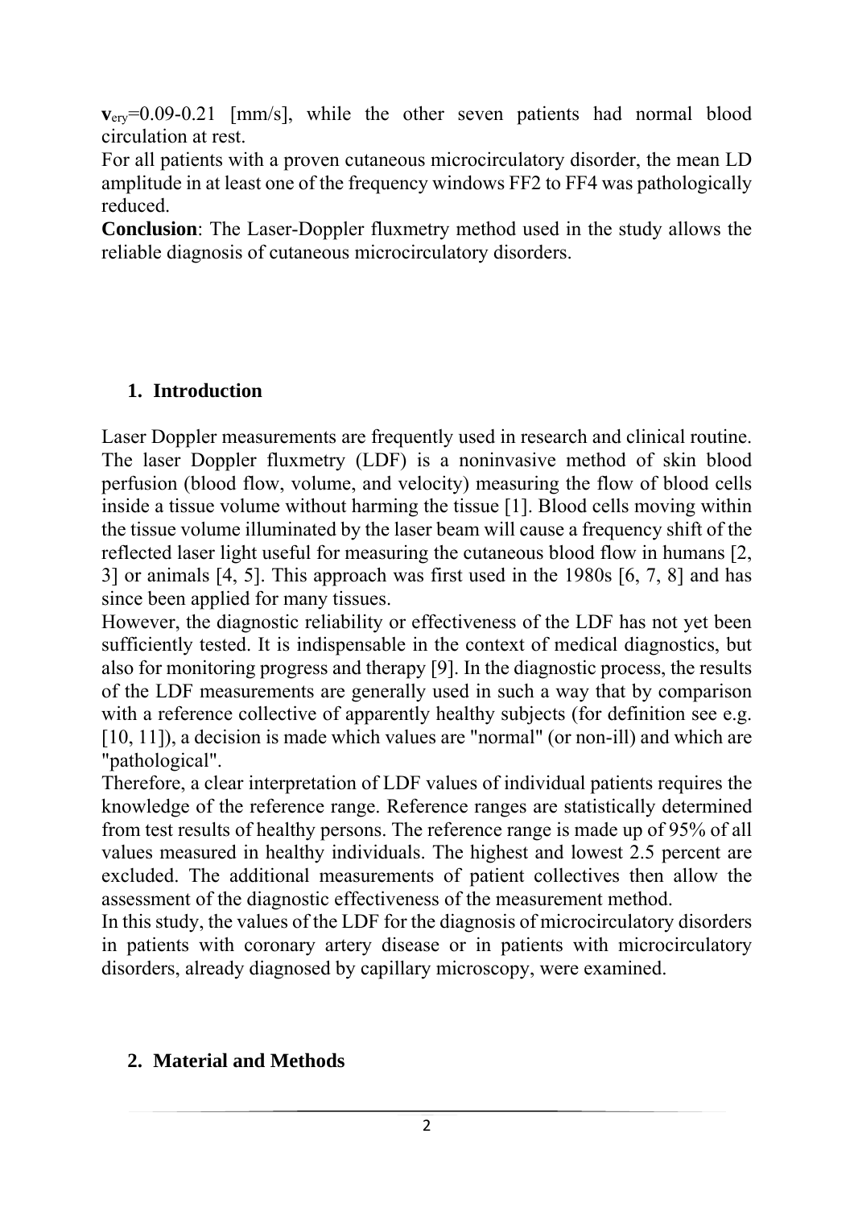$\mathbf{v}_{ery}$=0.09-0.21 [mm/s], while the other seven patients had normal blood circulation at rest.
For all patients with a proven cutaneous microcirculatory disorder, the mean LD amplitude in at least one of the frequency windows FF2 to FF4 was pathologically reduced.

**Conclusion**: The Laser-Doppler fluxmetry method used in the study allows the reliable diagnosis of cutaneous microcirculatory disorders.

## 1. Introduction

Laser Doppler measurements are frequently used in research and clinical routine. The laser Doppler fluxmetry (LDF) is a noninvasive method of skin blood perfusion (blood flow, volume, and velocity) measuring the flow of blood cells inside a tissue volume without harming the tissue [1]. Blood cells moving within the tissue volume illuminated by the laser beam will cause a frequency shift of the reflected laser light useful for measuring the cutaneous blood flow in humans [2, 3] or animals [4, 5]. This approach was first used in the 1980s [6, 7, 8] and has since been applied for many tissues.
However, the diagnostic reliability or effectiveness of the LDF has not yet been sufficiently tested. It is indispensable in the context of medical diagnostics, but also for monitoring progress and therapy [9]. In the diagnostic process, the results of the LDF measurements are generally used in such a way that by comparison with a reference collective of apparently healthy subjects (for definition see e.g. [10, 11]), a decision is made which values are "normal" (or non-ill) and which are "pathological".
Therefore, a clear interpretation of LDF values of individual patients requires the knowledge of the reference range. Reference ranges are statistically determined from test results of healthy persons. The reference range is made up of 95% of all values measured in healthy individuals. The highest and lowest 2.5 percent are excluded. The additional measurements of patient collectives then allow the assessment of the diagnostic effectiveness of the measurement method.
In this study, the values of the LDF for the diagnosis of microcirculatory disorders in patients with coronary artery disease or in patients with microcirculatory disorders, already diagnosed by capillary microscopy, were examined.

## 2. Material and Methods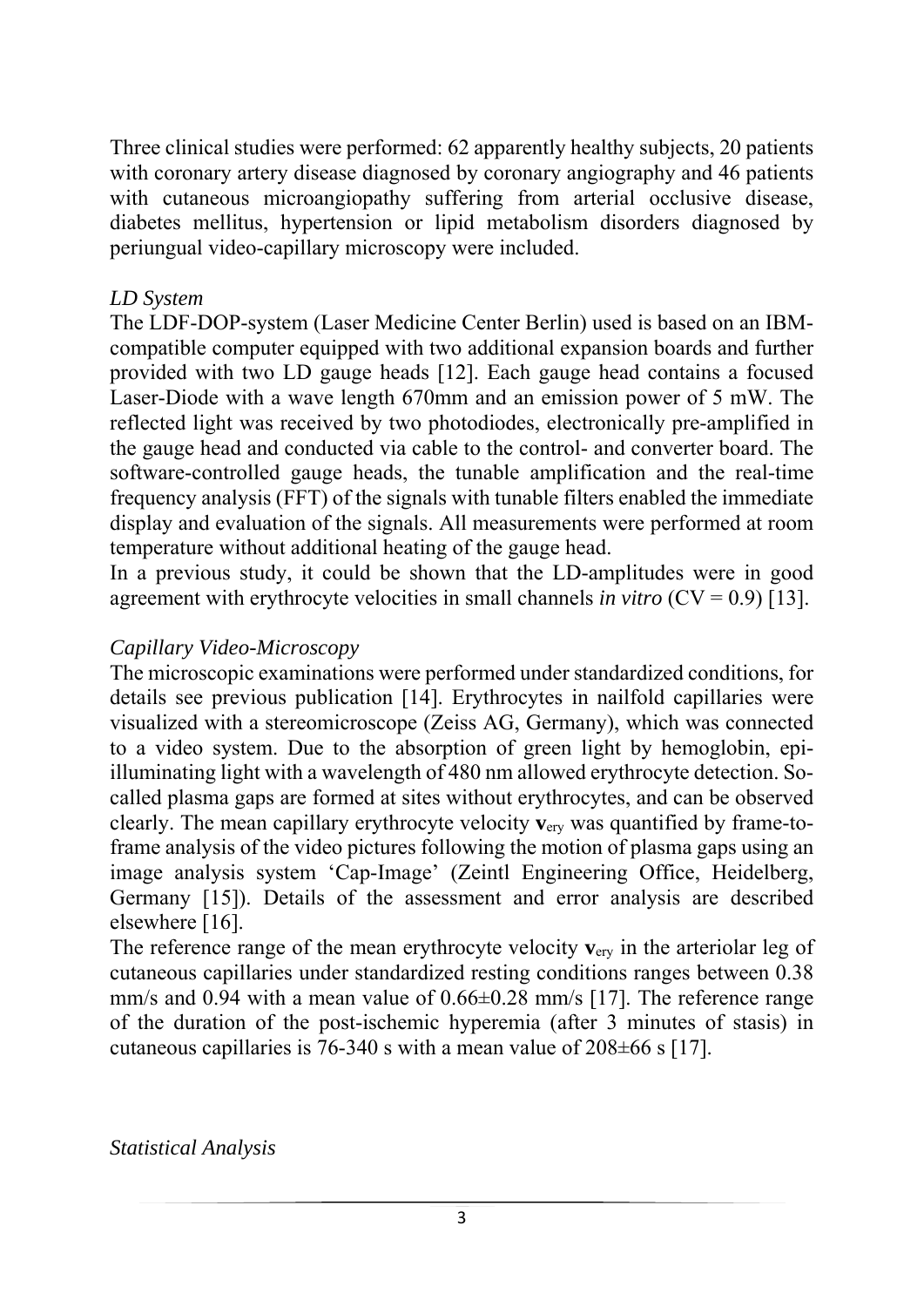Three clinical studies were performed: 62 apparently healthy subjects, 20 patients with coronary artery disease diagnosed by coronary angiography and 46 patients with cutaneous microangiopathy suffering from arterial occlusive disease, diabetes mellitus, hypertension or lipid metabolism disorders diagnosed by periungual video-capillary microscopy were included.

*LD System*

The LDF-DOP-system (Laser Medicine Center Berlin) used is based on an IBM-compatible computer equipped with two additional expansion boards and further provided with two LD gauge heads [12]. Each gauge head contains a focused Laser-Diode with a wave length 670mm and an emission power of 5 mW. The reflected light was received by two photodiodes, electronically pre-amplified in the gauge head and conducted via cable to the control- and converter board. The software-controlled gauge heads, the tunable amplification and the real-time frequency analysis (FFT) of the signals with tunable filters enabled the immediate display and evaluation of the signals. All measurements were performed at room temperature without additional heating of the gauge head.

In a previous study, it could be shown that the LD-amplitudes were in good agreement with erythrocyte velocities in small channels *in vitro* (CV = 0.9) [13].

*Capillary Video-Microscopy*

The microscopic examinations were performed under standardized conditions, for details see previous publication [14]. Erythrocytes in nailfold capillaries were visualized with a stereomicroscope (Zeiss AG, Germany), which was connected to a video system. Due to the absorption of green light by hemoglobin, epi-illuminating light with a wavelength of 480 nm allowed erythrocyte detection. So-called plasma gaps are formed at sites without erythrocytes, and can be observed clearly. The mean capillary erythrocyte velocity $\mathbf{v}_{ery}$ was quantified by frame-to-frame analysis of the video pictures following the motion of plasma gaps using an image analysis system 'Cap-Image' (Zeintl Engineering Office, Heidelberg, Germany [15]). Details of the assessment and error analysis are described elsewhere [16].

The reference range of the mean erythrocyte velocity $\mathbf{v}_{ery}$ in the arteriolar leg of cutaneous capillaries under standardized resting conditions ranges between 0.38 mm/s and 0.94 with a mean value of 0.66±0.28 mm/s [17]. The reference range of the duration of the post-ischemic hyperemia (after 3 minutes of stasis) in cutaneous capillaries is 76-340 s with a mean value of 208±66 s [17].

*Statistical Analysis*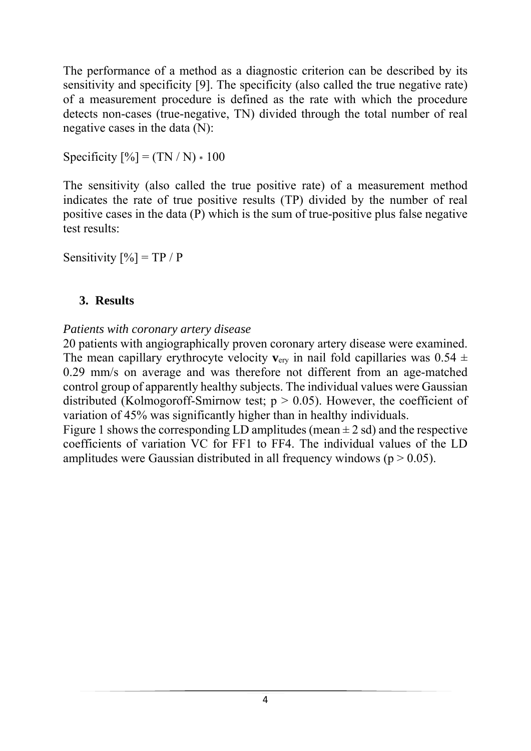The performance of a method as a diagnostic criterion can be described by its sensitivity and specificity [9]. The specificity (also called the true negative rate) of a measurement procedure is defined as the rate with which the procedure detects non-cases (true-negative, TN) divided through the total number of real negative cases in the data (N):

Specificity [%] = (TN / N) $*$ 100

The sensitivity (also called the true positive rate) of a measurement method indicates the rate of true positive results (TP) divided by the number of real positive cases in the data (P) which is the sum of true-positive plus false negative test results:

Sensitivity [%] = TP / P

## 3. Results

*Patients with coronary artery disease*

20 patients with angiographically proven coronary artery disease were examined. The mean capillary erythrocyte velocity $\mathbf{v}_{ery}$ in nail fold capillaries was 0.54 ± 0.29 mm/s on average and was therefore not different from an age-matched control group of apparently healthy subjects. The individual values were Gaussian distributed (Kolmogoroff-Smirnow test; $p > 0.05$). However, the coefficient of variation of 45% was significantly higher than in healthy individuals.

Figure 1 shows the corresponding LD amplitudes (mean ± 2 sd) and the respective coefficients of variation VC for FF1 to FF4. The individual values of the LD amplitudes were Gaussian distributed in all frequency windows ($p > 0.05$).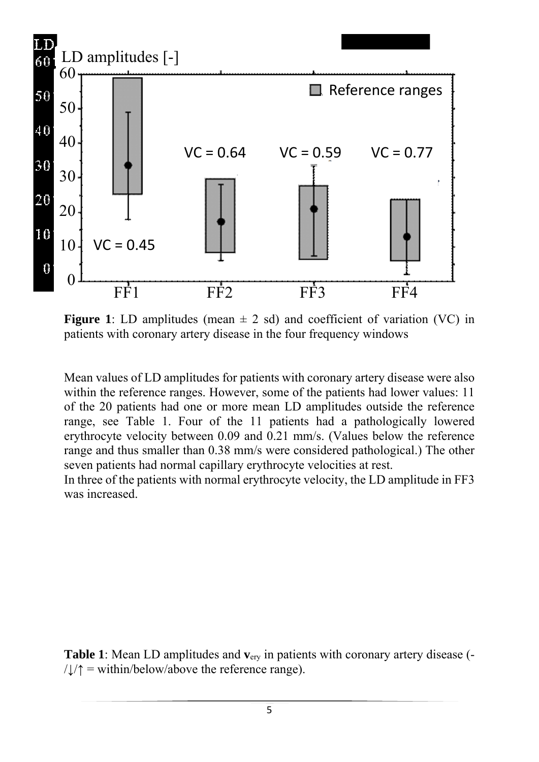**Figure 1**: LD amplitudes (mean ± 2 sd) and coefficient of variation (VC) in patients with coronary artery disease in the four frequency windows

Mean values of LD amplitudes for patients with coronary artery disease were also within the reference ranges. However, some of the patients had lower values: 11 of the 20 patients had one or more mean LD amplitudes outside the reference range, see Table 1. Four of the 11 patients had a pathologically lowered erythrocyte velocity between 0.09 and 0.21 mm/s. (Values below the reference range and thus smaller than 0.38 mm/s were considered pathological.) The other seven patients had normal capillary erythrocyte velocities at rest.
In three of the patients with normal erythrocyte velocity, the LD amplitude in FF3 was increased.

**Table 1**: Mean LD amplitudes and $\mathbf{v}_{ery}$ in patients with coronary artery disease (-/↓/↑ = within/below/above the reference range).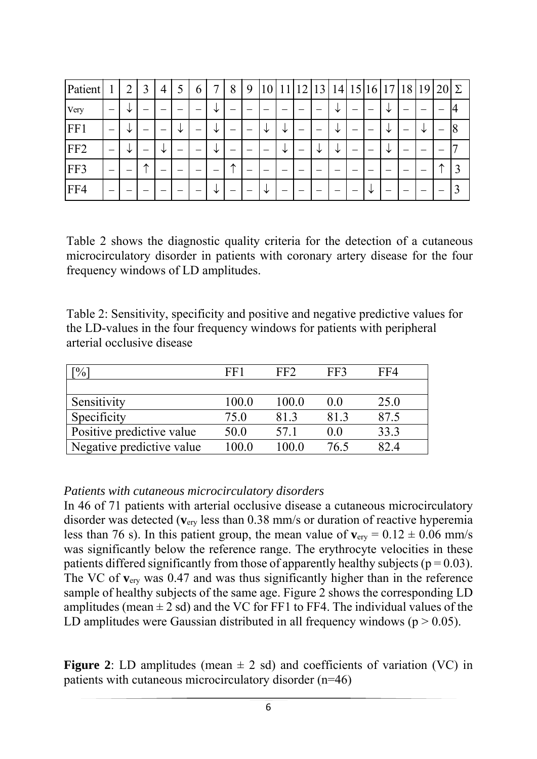| Patient | 1 | 2 | 3 | 4 | 5 | 6 | 7 | 8 | 9 | 10 | 11 | 12 | 13 | 14 | 15 | 16 | 17 | 18 | 19 | 20 | Σ |
|---|---|---|---|---|---|---|---|---|---|---|---|---|---|---|---|---|---|---|---|---|---|
| Very | – | ↓ | – | – | – | – | ↓ | – | – | – | – | – | – | ↓ | – | – | ↓ | – | – | – | 4 |
| FF1 | – | ↓ | – | – | ↓ | – | ↓ | – | – | ↓ | ↓ | – | – | ↓ | – | – | ↓ | – | ↓ | – | 8 |
| FF2 | – | ↓ | – | ↓ | – | – | ↓ | – | – | – | ↓ | – | ↓ | ↓ | – | – | ↓ | – | – | – | 7 |
| FF3 | – | – | ↑ | – | – | – | – | ↑ | – | – | – | – | – | – | – | – | – | – | – | ↑ | 3 |
| FF4 | – | – | – | – | – | – | ↓ | – | – | ↓ | – | – | – | – | – | ↓ | – | – | – | – | 3 |

Table 2 shows the diagnostic quality criteria for the detection of a cutaneous microcirculatory disorder in patients with coronary artery disease for the four frequency windows of LD amplitudes.

Table 2: Sensitivity, specificity and positive and negative predictive values for the LD-values in the four frequency windows for patients with peripheral arterial occlusive disease

| [%] | FF1 | FF2 | FF3 | FF4 |
|---|---|---|---|---|
| | | | | |
| Sensitivity | 100.0 | 100.0 | 0.0 | 25.0 |
| Specificity | 75.0 | 81.3 | 81.3 | 87.5 |
| Positive predictive value | 50.0 | 57.1 | 0.0 | 33.3 |
| Negative predictive value | 100.0 | 100.0 | 76.5 | 82.4 |

*Patients with cutaneous microcirculatory disorders*

In 46 of 71 patients with arterial occlusive disease a cutaneous microcirculatory disorder was detected ($\mathbf{v}_{ery}$ less than 0.38 mm/s or duration of reactive hyperemia less than 76 s). In this patient group, the mean value of $\mathbf{v}_{ery} = 0.12 \pm 0.06$ mm/s was significantly below the reference range. The erythrocyte velocities in these patients differed significantly from those of apparently healthy subjects ($p = 0.03$). The VC of $\mathbf{v}_{ery}$ was 0.47 and was thus significantly higher than in the reference sample of healthy subjects of the same age. Figure 2 shows the corresponding LD amplitudes (mean ± 2 sd) and the VC for FF1 to FF4. The individual values of the LD amplitudes were Gaussian distributed in all frequency windows ($p > 0.05$).

**Figure 2**: LD amplitudes (mean ± 2 sd) and coefficients of variation (VC) in patients with cutaneous microcirculatory disorder (n=46)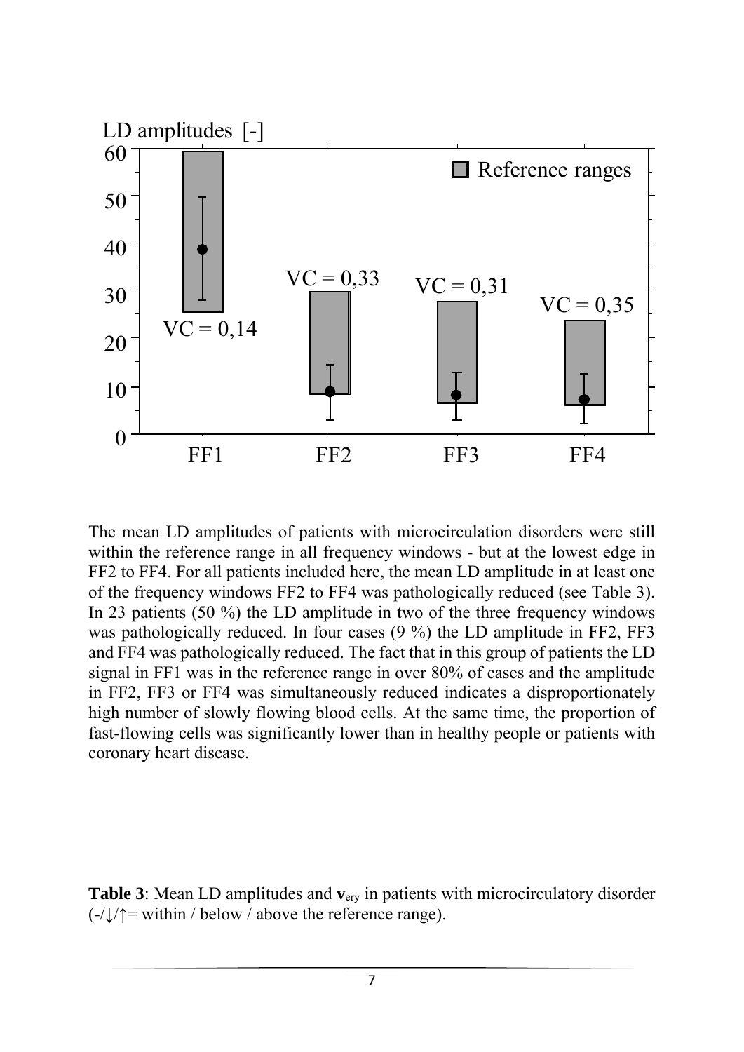The mean LD amplitudes of patients with microcirculation disorders were still within the reference range in all frequency windows - but at the lowest edge in FF2 to FF4. For all patients included here, the mean LD amplitude in at least one of the frequency windows FF2 to FF4 was pathologically reduced (see Table 3). In 23 patients (50 %) the LD amplitude in two of the three frequency windows was pathologically reduced. In four cases (9 %) the LD amplitude in FF2, FF3 and FF4 was pathologically reduced. The fact that in this group of patients the LD signal in FF1 was in the reference range in over 80% of cases and the amplitude in FF2, FF3 or FF4 was simultaneously reduced indicates a disproportionately high number of slowly flowing blood cells. At the same time, the proportion of fast-flowing cells was significantly lower than in healthy people or patients with coronary heart disease.

**Table 3**: Mean LD amplitudes and $\mathbf{v}_{ery}$ in patients with microcirculatory disorder (-/↓/↑= within / below / above the reference range).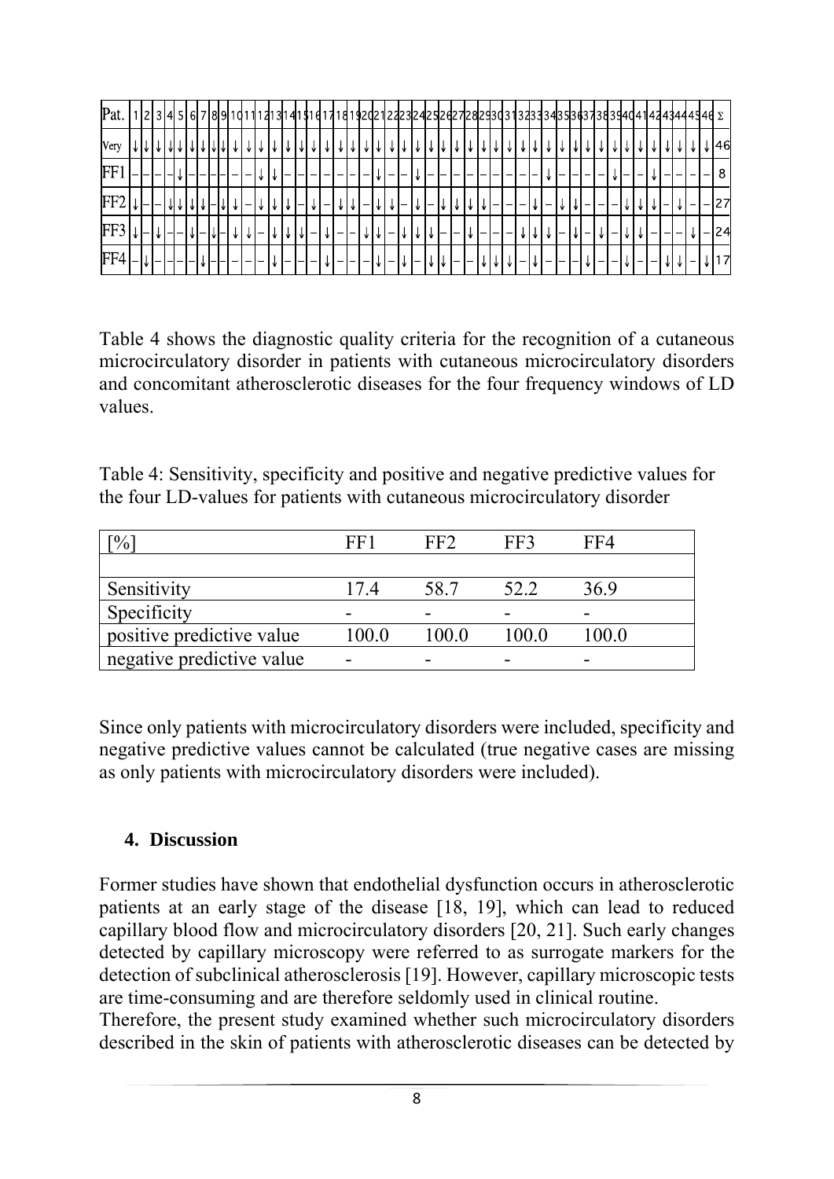| Pat. | 1 | 2 | 3 | 4 | 5 | 6 | 7 | 8 | 9 | 10 | 11 | 12 | 13 | 14 | 15 | 16 | 17 | 18 | 19 | 20 | 21 | 22 | 23 | 24 | 25 | 26 | 27 | 28 | 29 | 30 | 31 | 32 | 33 | 34 | 35 | 36 | 37 | 38 | 39 | 40 | 41 | 42 | 43 | 44 | 45 | 46 | Σ |
|---|---|---|---|---|---|---|---|---|---|---|---|---|---|---|---|---|---|---|---|---|---|---|---|---|---|---|---|---|---|---|---|---|---|---|---|---|---|---|---|---|---|---|---|---|---|---|---|
| Very | ↓ | ↓ | ↓ | ↓ | ↓ | ↓ | ↓ | ↓ | ↓ | ↓ | ↓ | ↓ | ↓ | ↓ | ↓ | ↓ | ↓ | ↓ | ↓ | ↓ | ↓ | ↓ | ↓ | ↓ | ↓ | ↓ | ↓ | ↓ | ↓ | ↓ | ↓ | ↓ | ↓ | ↓ | ↓ | ↓ | ↓ | ↓ | ↓ | ↓ | ↓ | ↓ | ↓ | ↓ | ↓ | ↓ | 46 |
| FF1 | – | – | – | – | ↓ | – | – | – | – | – | – | ↓ | ↓ | – | – | – | – | – | – | – | – | ↓ | – | – | ↓ | – | – | – | – | – | – | – | – | – | – | ↓ | – | – | – | – | ↓ | – | – | ↓ | – | – | 8 |
| FF2 | ↓ | – | – | ↓ | ↓ | ↓ | ↓ | – | ↓ | ↓ | – | ↓ | ↓ | ↓ | – | ↓ | – | ↓ | ↓ | – | ↓ | ↓ | – | ↓ | – | ↓ | ↓ | ↓ | ↓ | – | – | – | ↓ | – | ↓ | ↓ | – | – | – | ↓ | ↓ | ↓ | – | ↓ | – | – | 27 |
| FF3 | ↓ | – | ↓ | – | – | ↓ | – | ↓ | – | ↓ | ↓ | – | ↓ | ↓ | ↓ | – | ↓ | – | – | ↓ | ↓ | – | ↓ | ↓ | ↓ | – | – | ↓ | – | – | – | ↓ | ↓ | ↓ | – | ↓ | – | ↓ | – | ↓ | ↓ | – | – | – | ↓ | – | 24 |
| FF4 | – | ↓ | – | – | – | – | ↓ | – | – | – | – | – | ↓ | – | – | – | ↓ | – | – | – | ↓ | – | ↓ | – | ↓ | ↓ | – | – | ↓ | ↓ | ↓ | – | ↓ | – | – | – | ↓ | – | – | ↓ | – | – | ↓ | ↓ | – | ↓ | 17 |

Table 4 shows the diagnostic quality criteria for the recognition of a cutaneous microcirculatory disorder in patients with cutaneous microcirculatory disorders and concomitant atherosclerotic diseases for the four frequency windows of LD values.

Table 4: Sensitivity, specificity and positive and negative predictive values for the four LD-values for patients with cutaneous microcirculatory disorder

| [%] | FF1 | FF2 | FF3 | FF4 |
|---|---|---|---|---|
| | | | | |
| Sensitivity | 17.4 | 58.7 | 52.2 | 36.9 |
| Specificity | - | - | - | - |
| positive predictive value | 100.0 | 100.0 | 100.0 | 100.0 |
| negative predictive value | - | - | - | - |

Since only patients with microcirculatory disorders were included, specificity and negative predictive values cannot be calculated (true negative cases are missing as only patients with microcirculatory disorders were included).

## 4. Discussion

Former studies have shown that endothelial dysfunction occurs in atherosclerotic patients at an early stage of the disease [18, 19], which can lead to reduced capillary blood flow and microcirculatory disorders [20, 21]. Such early changes detected by capillary microscopy were referred to as surrogate markers for the detection of subclinical atherosclerosis [19]. However, capillary microscopic tests are time-consuming and are therefore seldomly used in clinical routine.

Therefore, the present study examined whether such microcirculatory disorders described in the skin of patients with atherosclerotic diseases can be detected by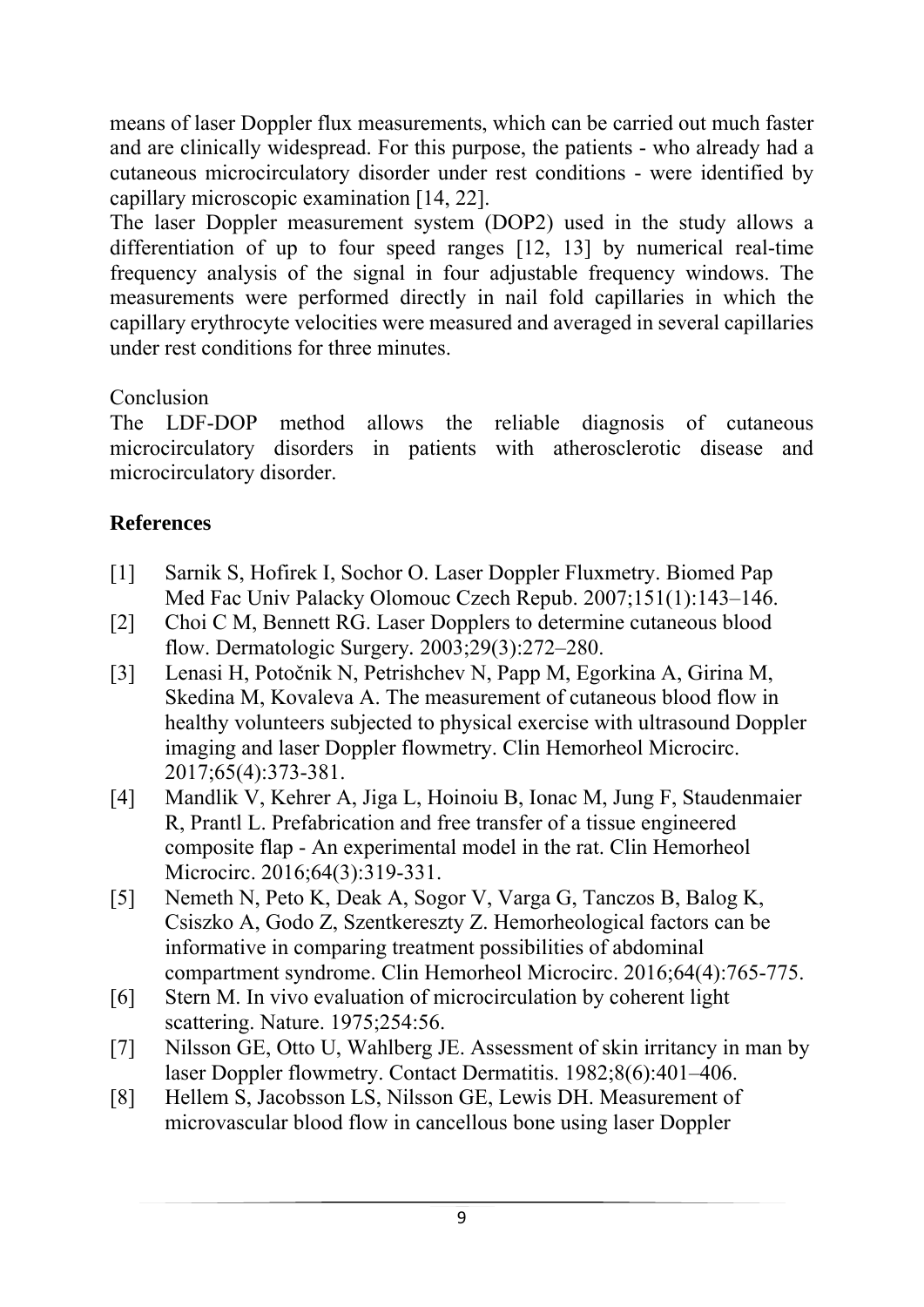means of laser Doppler flux measurements, which can be carried out much faster and are clinically widespread. For this purpose, the patients - who already had a cutaneous microcirculatory disorder under rest conditions - were identified by capillary microscopic examination [14, 22].

The laser Doppler measurement system (DOP2) used in the study allows a differentiation of up to four speed ranges [12, 13] by numerical real-time frequency analysis of the signal in four adjustable frequency windows. The measurements were performed directly in nail fold capillaries in which the capillary erythrocyte velocities were measured and averaged in several capillaries under rest conditions for three minutes.

Conclusion

The LDF-DOP method allows the reliable diagnosis of cutaneous microcirculatory disorders in patients with atherosclerotic disease and microcirculatory disorder.

## References

[1] Sarnik S, Hofirek I, Sochor O. Laser Doppler Fluxmetry. Biomed Pap Med Fac Univ Palacky Olomouc Czech Repub. 2007;151(1):143–146.

[2] Choi C M, Bennett RG. Laser Dopplers to determine cutaneous blood flow. Dermatologic Surgery. 2003;29(3):272–280.

[3] Lenasi H, Potočnik N, Petrishchev N, Papp M, Egorkina A, Girina M, Skedina M, Kovaleva A. The measurement of cutaneous blood flow in healthy volunteers subjected to physical exercise with ultrasound Doppler imaging and laser Doppler flowmetry. Clin Hemorheol Microcirc. 2017;65(4):373-381.

[4] Mandlik V, Kehrer A, Jiga L, Hoinoiu B, Ionac M, Jung F, Staudenmaier R, Prantl L. Prefabrication and free transfer of a tissue engineered composite flap - An experimental model in the rat. Clin Hemorheol Microcirc. 2016;64(3):319-331.

[5] Nemeth N, Peto K, Deak A, Sogor V, Varga G, Tanczos B, Balog K, Csiszko A, Godo Z, Szentkereszty Z. Hemorheological factors can be informative in comparing treatment possibilities of abdominal compartment syndrome. Clin Hemorheol Microcirc. 2016;64(4):765-775.

[6] Stern M. In vivo evaluation of microcirculation by coherent light scattering. Nature. 1975;254:56.

[7] Nilsson GE, Otto U, Wahlberg JE. Assessment of skin irritancy in man by laser Doppler flowmetry. Contact Dermatitis. 1982;8(6):401–406.

[8] Hellem S, Jacobsson LS, Nilsson GE, Lewis DH. Measurement of microvascular blood flow in cancellous bone using laser Doppler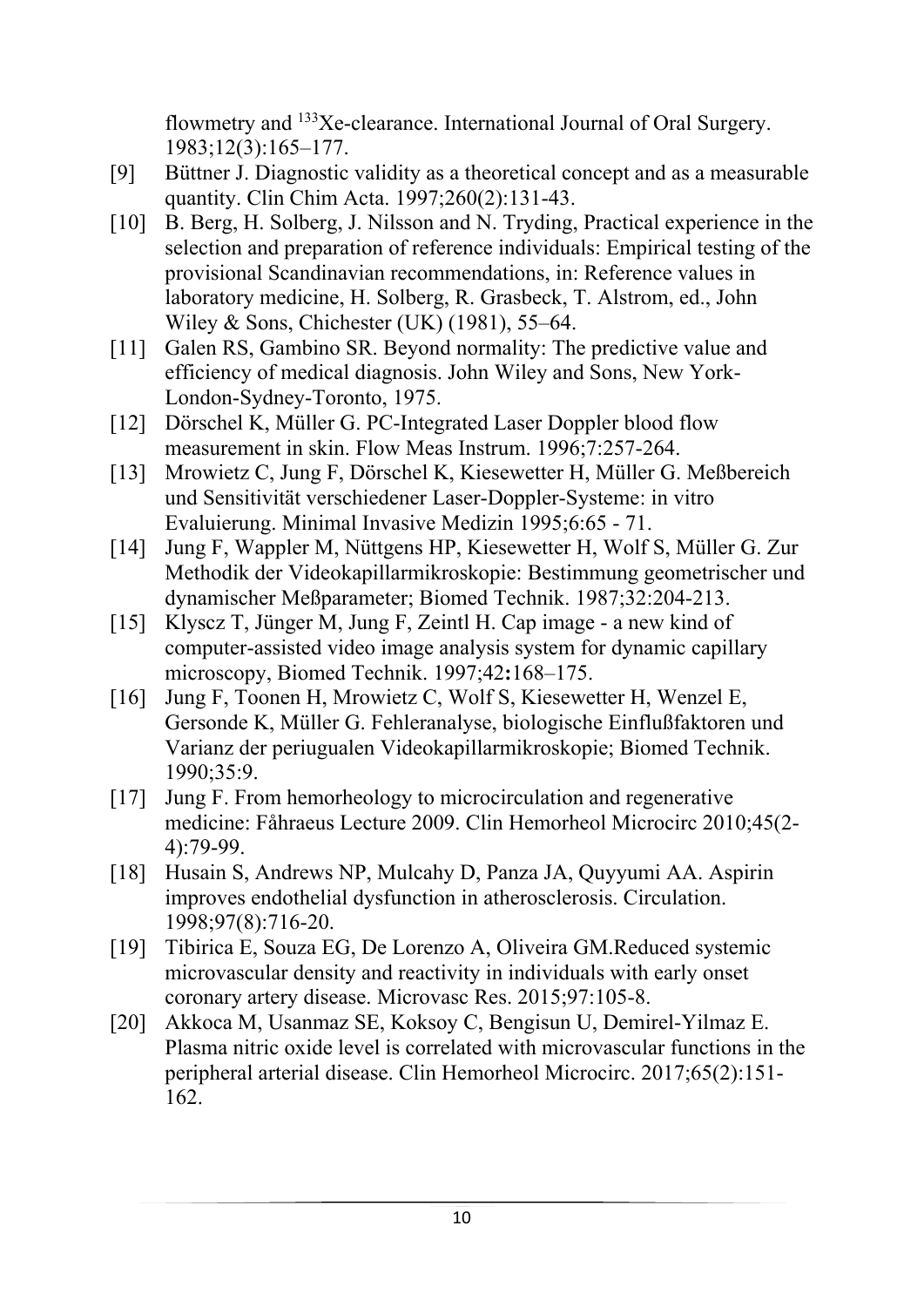flowmetry and $^{133}$Xe-clearance. International Journal of Oral Surgery. 1983;12(3):165–177.

[9] Büttner J. Diagnostic validity as a theoretical concept and as a measurable quantity. Clin Chim Acta. 1997;260(2):131-43.

[10] B. Berg, H. Solberg, J. Nilsson and N. Tryding, Practical experience in the selection and preparation of reference individuals: Empirical testing of the provisional Scandinavian recommendations, in: Reference values in laboratory medicine, H. Solberg, R. Grasbeck, T. Alstrom, ed., John Wiley & Sons, Chichester (UK) (1981), 55–64.

[11] Galen RS, Gambino SR. Beyond normality: The predictive value and efficiency of medical diagnosis. John Wiley and Sons, New York-London-Sydney-Toronto, 1975.

[12] Dörschel K, Müller G. PC-Integrated Laser Doppler blood flow measurement in skin. Flow Meas Instrum. 1996;7:257-264.

[13] Mrowietz C, Jung F, Dörschel K, Kiesewetter H, Müller G. Meßbereich und Sensitivität verschiedener Laser-Doppler-Systeme: in vitro Evaluierung. Minimal Invasive Medizin 1995;6:65 - 71.

[14] Jung F, Wappler M, Nüttgens HP, Kiesewetter H, Wolf S, Müller G. Zur Methodik der Videokapillarmikroskopie: Bestimmung geometrischer und dynamischer Meßparameter; Biomed Technik. 1987;32:204-213.

[15] Klyscz T, Jünger M, Jung F, Zeintl H. Cap image - a new kind of computer-assisted video image analysis system for dynamic capillary microscopy, Biomed Technik. 1997;42**:**168–175.

[16] Jung F, Toonen H, Mrowietz C, Wolf S, Kiesewetter H, Wenzel E, Gersonde K, Müller G. Fehleranalyse, biologische Einflußfaktoren und Varianz der periugualen Videokapillarmikroskopie; Biomed Technik. 1990;35:9.

[17] Jung F. From hemorheology to microcirculation and regenerative medicine: Fåhraeus Lecture 2009. Clin Hemorheol Microcirc 2010;45(2-4):79-99.

[18] Husain S, Andrews NP, Mulcahy D, Panza JA, Quyyumi AA. Aspirin improves endothelial dysfunction in atherosclerosis. Circulation. 1998;97(8):716-20.

[19] Tibirica E, Souza EG, De Lorenzo A, Oliveira GM.Reduced systemic microvascular density and reactivity in individuals with early onset coronary artery disease. Microvasc Res. 2015;97:105-8.

[20] Akkoca M, Usanmaz SE, Koksoy C, Bengisun U, Demirel-Yilmaz E. Plasma nitric oxide level is correlated with microvascular functions in the peripheral arterial disease. Clin Hemorheol Microcirc. 2017;65(2):151-162.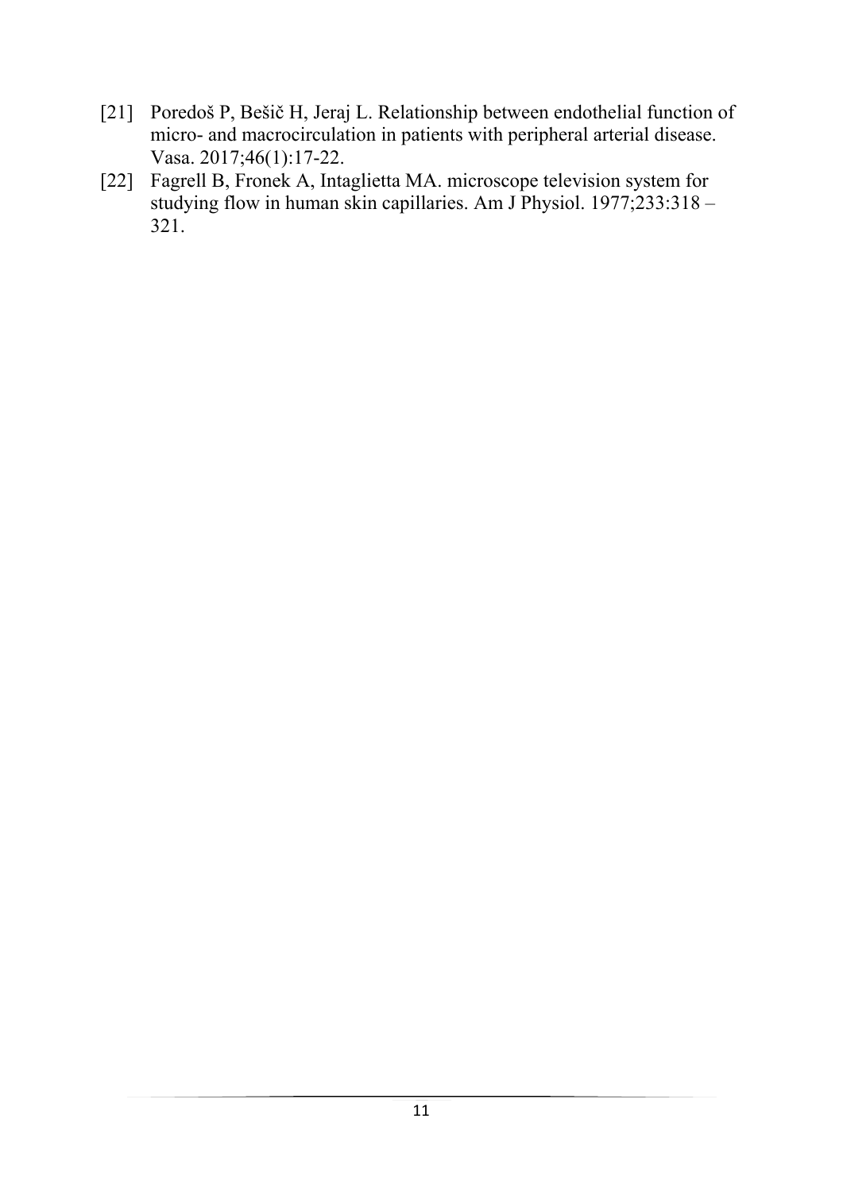[21] Poredoš P, Bešič H, Jeraj L. Relationship between endothelial function of micro- and macrocirculation in patients with peripheral arterial disease. Vasa. 2017;46(1):17-22.

[22] Fagrell B, Fronek A, Intaglietta MA. microscope television system for studying flow in human skin capillaries. Am J Physiol. 1977;233:318 – 321.